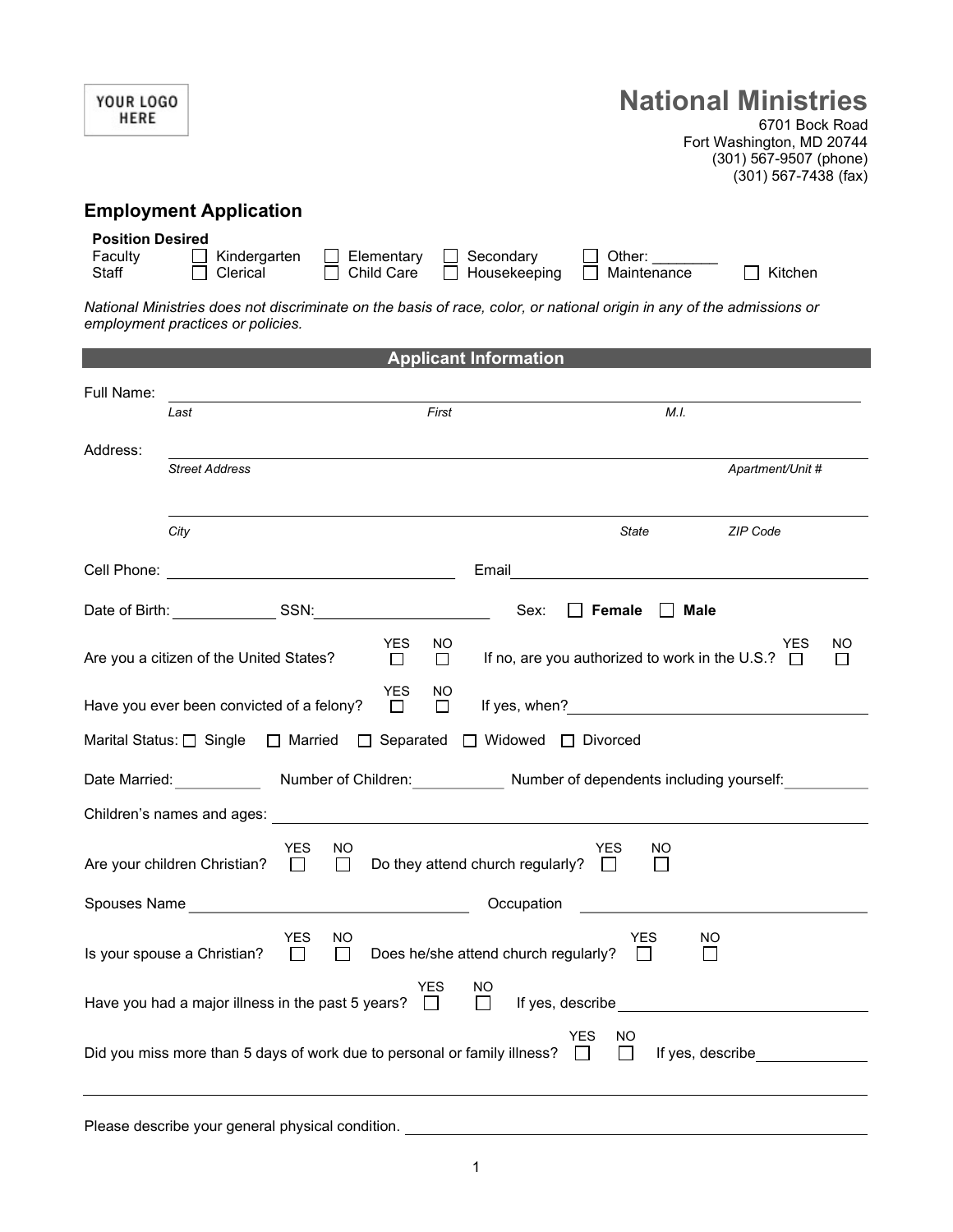YOUR LOGO HERE

# National Ministries

6701 Bock Road
Fort Washington, MD 20744
(301) 567-9507 (phone)
(301) 567-7438 (fax)

## Employment Application

**Position Desired**

| | | | | | |
|---|---|---|---|---|---|
| Faculty | ☐ Kindergarten | ☐ Elementary | ☐ Secondary | ☐ Other: ________ | |
| Staff | ☐ Clerical | ☐ Child Care | ☐ Housekeeping | ☐ Maintenance | ☐ Kitchen |

*National Ministries does not discriminate on the basis of race, color, or national origin in any of the admissions or employment practices or policies.*

### Applicant Information

Full Name: ______________________________________________
*Last* *First* *M.I.*

Address: ______________________________________________
*Street Address* *Apartment/Unit #*

______________________________________________
*City* *State* *ZIP Code*

Cell Phone: ____________________ Email ____________________

Date of Birth: __________ SSN: ______________ Sex: ☐ **Female** ☐ **Male**

Are you a citizen of the United States? YES ☐ NO ☐ If no, are you authorized to work in the U.S.? YES ☐ NO ☐

Have you ever been convicted of a felony? YES ☐ NO ☐ If yes, when? ____________________

Marital Status: ☐ Single ☐ Married ☐ Separated ☐ Widowed ☐ Divorced

Date Married: ________ Number of Children: ________ Number of dependents including yourself: ________

Children's names and ages: ______________________________________________

Are your children Christian? YES ☐ NO ☐ Do they attend church regularly? YES ☐ NO ☐

Spouses Name ____________________ Occupation ____________________

Is your spouse a Christian? YES ☐ NO ☐ Does he/she attend church regularly? YES ☐ NO ☐

Have you had a major illness in the past 5 years? YES ☐ NO ☐ If yes, describe ____________________

Did you miss more than 5 days of work due to personal or family illness? YES ☐ NO ☐ If yes, describe ________

______________________________________________

Please describe your general physical condition. ______________________________________________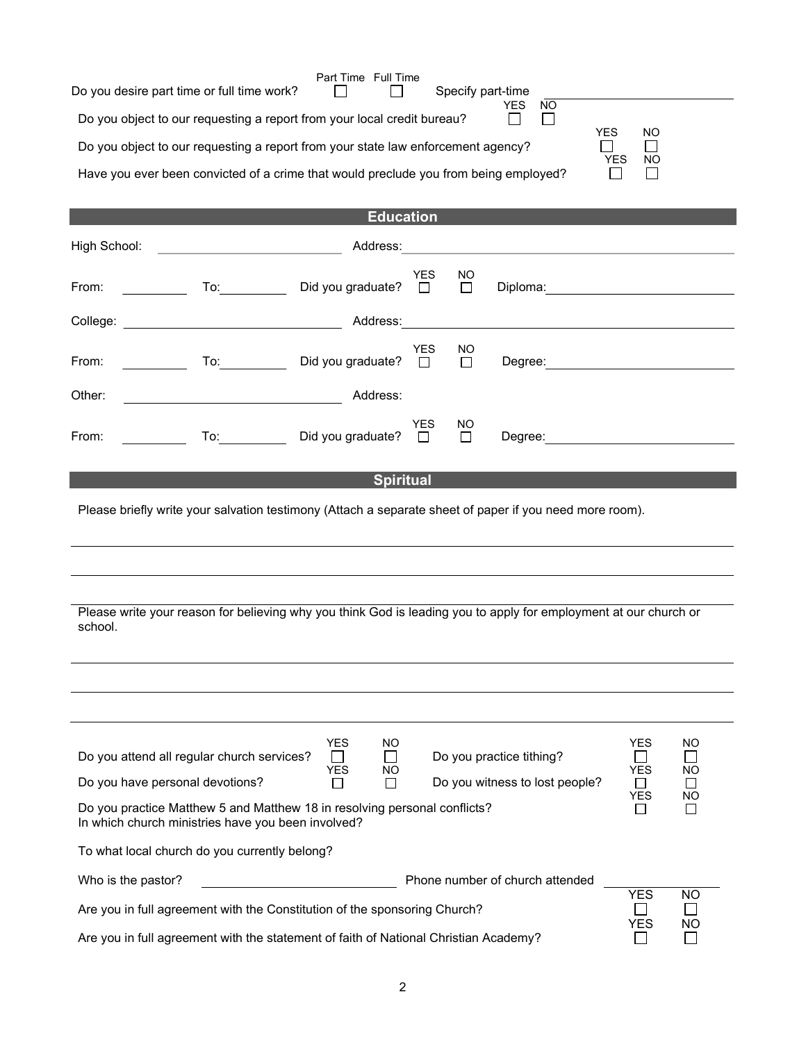Do you desire part time or full time work? ☐ Part Time ☐ Full Time Specify part-time ____________________

Do you object to our requesting a report from your local credit bureau? ☐ YES ☐ NO

Do you object to our requesting a report from your state law enforcement agency? ☐ YES ☐ NO

Have you ever been convicted of a crime that would preclude you from being employed? ☐ YES ☐ NO

## Education

High School: ____________________ Address: ____________________

From: ________ To: ________ Did you graduate? ☐ YES ☐ NO Diploma: ____________________

College: ____________________ Address: ____________________

From: ________ To: ________ Did you graduate? ☐ YES ☐ NO Degree: ____________________

Other: ____________________ Address:

From: ________ To: ________ Did you graduate? ☐ YES ☐ NO Degree: ____________________

## Spiritual

Please briefly write your salvation testimony (Attach a separate sheet of paper if you need more room).

____________________________________________________________

____________________________________________________________

____________________________________________________________

Please write your reason for believing why you think God is leading you to apply for employment at our church or school.

____________________________________________________________

____________________________________________________________

____________________________________________________________

Do you attend all regular church services? ☐ YES ☐ NO Do you practice tithing? ☐ YES ☐ NO

Do you have personal devotions? ☐ YES ☐ NO Do you witness to lost people? ☐ YES ☐ NO

Do you practice Matthew 5 and Matthew 18 in resolving personal conflicts? ☐ YES ☐ NO

In which church ministries have you been involved?

To what local church do you currently belong?

Who is the pastor? ____________________ Phone number of church attended ____________________

Are you in full agreement with the Constitution of the sponsoring Church? ☐ YES ☐ NO

Are you in full agreement with the statement of faith of National Christian Academy? ☐ YES ☐ NO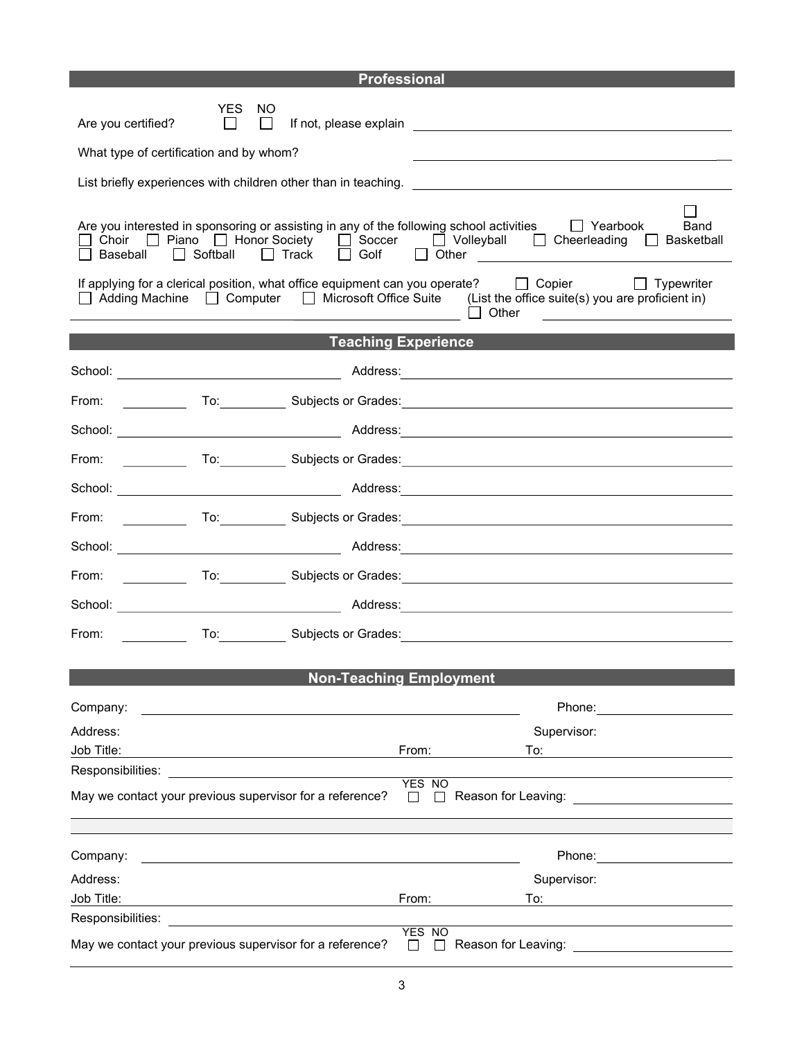## Professional

Are you certified? YES ☐ NO ☐ If not, please explain ____________________

What type of certification and by whom? ____________________

List briefly experiences with children other than in teaching. ____________________

Are you interested in sponsoring or assisting in any of the following school activities ☐ Yearbook ☐ Band ☐ Choir ☐ Piano ☐ Honor Society ☐ Soccer ☐ Volleyball ☐ Cheerleading ☐ Basketball ☐ Baseball ☐ Softball ☐ Track ☐ Golf ☐ Other ____________________

If applying for a clerical position, what office equipment can you operate? ☐ Copier ☐ Typewriter ☐ Adding Machine ☐ Computer ☐ Microsoft Office Suite (List the office suite(s) you are proficient in) ____________________ ☐ Other ____________________

## Teaching Experience

School: ____________________ Address: ____________________

From: __________ To: __________ Subjects or Grades: ____________________

School: ____________________ Address: ____________________

From: __________ To: __________ Subjects or Grades: ____________________

School: ____________________ Address: ____________________

From: __________ To: __________ Subjects or Grades: ____________________

School: ____________________ Address: ____________________

From: __________ To: __________ Subjects or Grades: ____________________

School: ____________________ Address: ____________________

From: __________ To: __________ Subjects or Grades: ____________________

## Non-Teaching Employment

Company: ____________________ Phone: __________

Address: Supervisor:

Job Title: ____________________ From: To: __________

Responsibilities: ____________________

May we contact your previous supervisor for a reference? YES ☐ NO ☐ Reason for Leaving: __________

Company: ____________________ Phone: __________

Address: Supervisor:

Job Title: ____________________ From: To: __________

Responsibilities: ____________________

May we contact your previous supervisor for a reference? YES ☐ NO ☐ Reason for Leaving: __________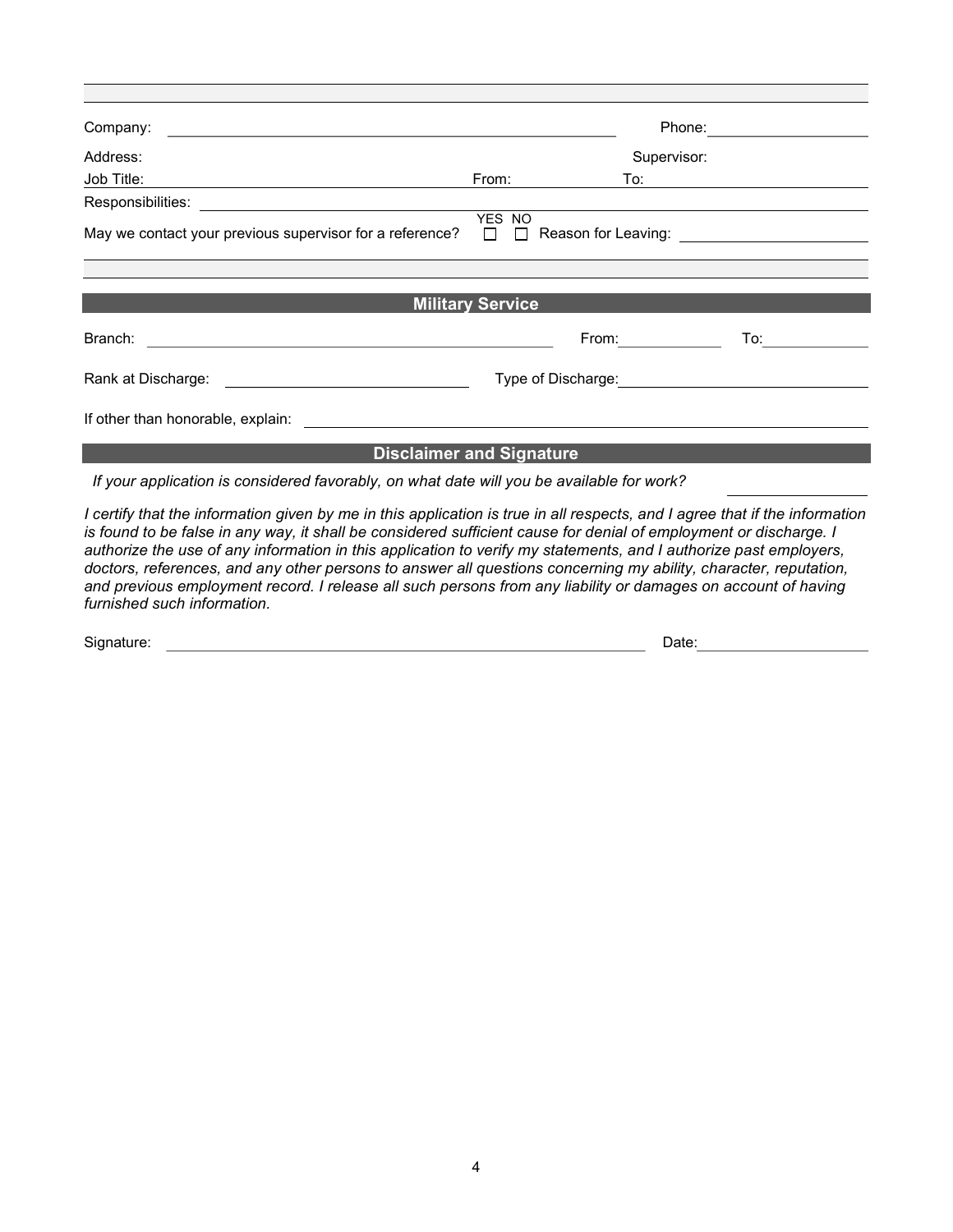Company: ______________________________ Phone: ______________

Address: ______________________________ Supervisor: ______________

Job Title: ______________ From: ______________ To: ______________

Responsibilities: ______________________________

May we contact your previous supervisor for a reference? YES ☐ NO ☐ Reason for Leaving: ______________

## Military Service

Branch: ______________________________ From: ______________ To: ______________

Rank at Discharge: ______________ Type of Discharge: ______________

If other than honorable, explain: ______________________________

## Disclaimer and Signature

*If your application is considered favorably, on what date will you be available for work?* ______________

*I certify that the information given by me in this application is true in all respects, and I agree that if the information is found to be false in any way, it shall be considered sufficient cause for denial of employment or discharge. I authorize the use of any information in this application to verify my statements, and I authorize past employers, doctors, references, and any other persons to answer all questions concerning my ability, character, reputation, and previous employment record. I release all such persons from any liability or damages on account of having furnished such information.*

Signature: ______________________________ Date: ______________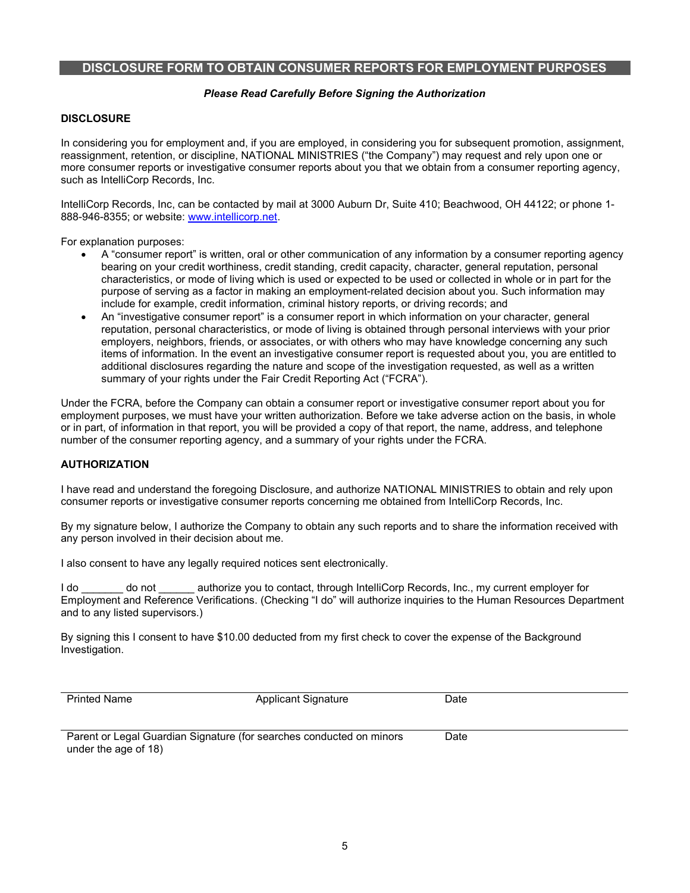## DISCLOSURE FORM TO OBTAIN CONSUMER REPORTS FOR EMPLOYMENT PURPOSES

***Please Read Carefully Before Signing the Authorization***

### DISCLOSURE

In considering you for employment and, if you are employed, in considering you for subsequent promotion, assignment, reassignment, retention, or discipline, NATIONAL MINISTRIES ("the Company") may request and rely upon one or more consumer reports or investigative consumer reports about you that we obtain from a consumer reporting agency, such as IntelliCorp Records, Inc.

IntelliCorp Records, Inc, can be contacted by mail at 3000 Auburn Dr, Suite 410; Beachwood, OH 44122; or phone 1-888-946-8355; or website: www.intellicorp.net.

For explanation purposes:

- A "consumer report" is written, oral or other communication of any information by a consumer reporting agency bearing on your credit worthiness, credit standing, credit capacity, character, general reputation, personal characteristics, or mode of living which is used or expected to be used or collected in whole or in part for the purpose of serving as a factor in making an employment-related decision about you. Such information may include for example, credit information, criminal history reports, or driving records; and
- An "investigative consumer report" is a consumer report in which information on your character, general reputation, personal characteristics, or mode of living is obtained through personal interviews with your prior employers, neighbors, friends, or associates, or with others who may have knowledge concerning any such items of information. In the event an investigative consumer report is requested about you, you are entitled to additional disclosures regarding the nature and scope of the investigation requested, as well as a written summary of your rights under the Fair Credit Reporting Act ("FCRA").

Under the FCRA, before the Company can obtain a consumer report or investigative consumer report about you for employment purposes, we must have your written authorization. Before we take adverse action on the basis, in whole or in part, of information in that report, you will be provided a copy of that report, the name, address, and telephone number of the consumer reporting agency, and a summary of your rights under the FCRA.

### AUTHORIZATION

I have read and understand the foregoing Disclosure, and authorize NATIONAL MINISTRIES to obtain and rely upon consumer reports or investigative consumer reports concerning me obtained from IntelliCorp Records, Inc.

By my signature below, I authorize the Company to obtain any such reports and to share the information received with any person involved in their decision about me.

I also consent to have any legally required notices sent electronically.

I do _______ do not ______ authorize you to contact, through IntelliCorp Records, Inc., my current employer for Employment and Reference Verifications. (Checking "I do" will authorize inquiries to the Human Resources Department and to any listed supervisors.)

By signing this I consent to have $10.00 deducted from my first check to cover the expense of the Background Investigation.

_______________________________________________________________

Printed Name    Applicant Signature    Date

_______________________________________________________________

Parent or Legal Guardian Signature (for searches conducted on minors under the age of 18)    Date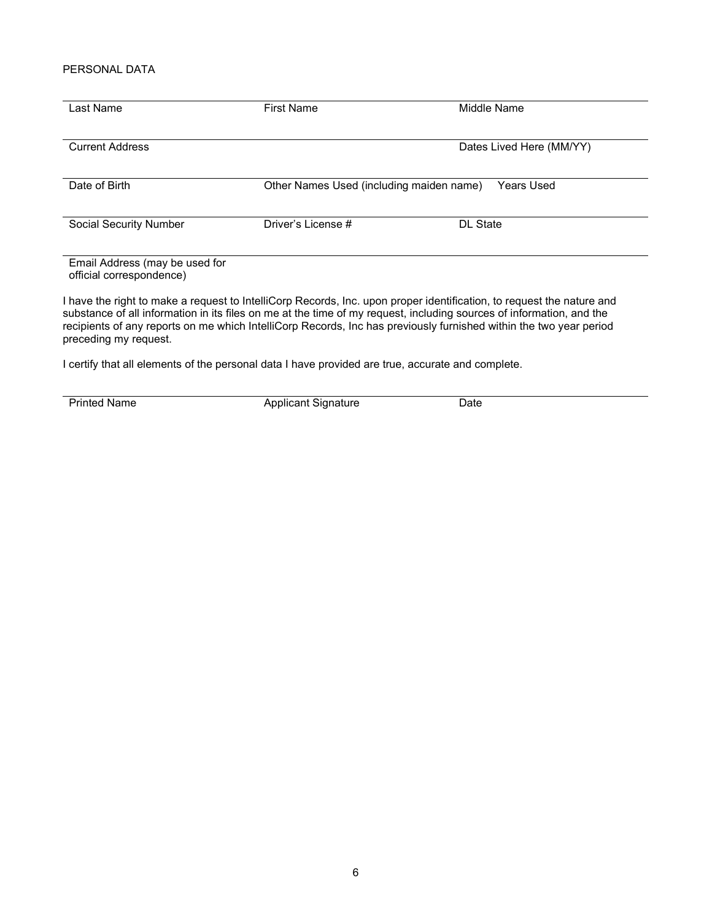PERSONAL DATA

| Last Name | First Name | Middle Name |
|---|---|---|
| Current Address | | Dates Lived Here (MM/YY) |
| Date of Birth | Other Names Used (including maiden name) | Years Used |
| Social Security Number | Driver's License # | DL State |
| Email Address (may be used for official correspondence) | | |

I have the right to make a request to IntelliCorp Records, Inc. upon proper identification, to request the nature and substance of all information in its files on me at the time of my request, including sources of information, and the recipients of any reports on me which IntelliCorp Records, Inc has previously furnished within the two year period preceding my request.

I certify that all elements of the personal data I have provided are true, accurate and complete.

| Printed Name | Applicant Signature | Date |
|---|---|---|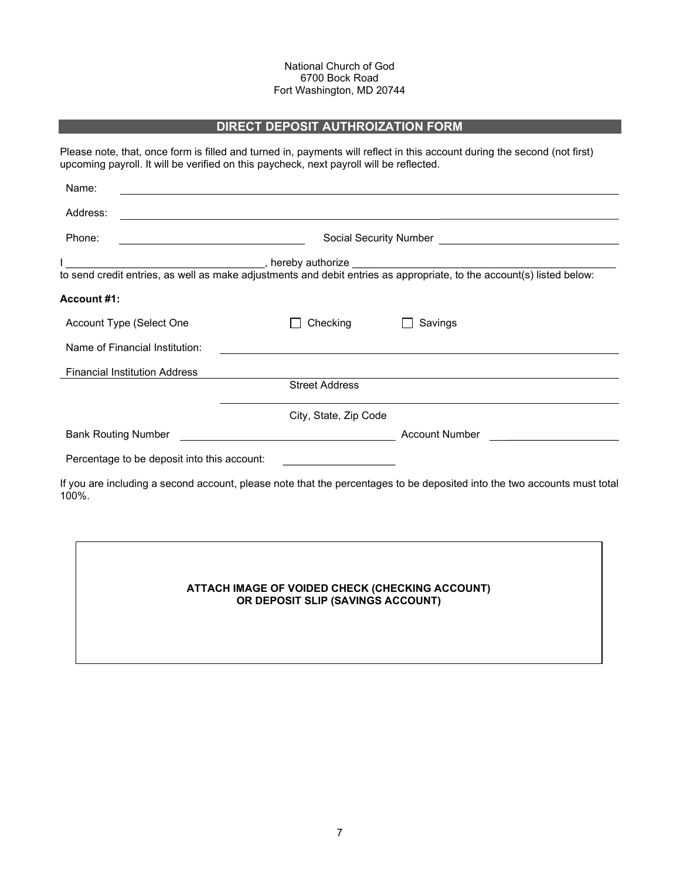National Church of God
6700 Bock Road
Fort Washington, MD 20744

## DIRECT DEPOSIT AUTHROIZATION FORM

Please note, that, once form is filled and turned in, payments will reflect in this account during the second (not first) upcoming payroll. It will be verified on this paycheck, next payroll will be reflected.

Name: ______________________________________________

Address: ______________________________________________

Phone: ____________________ Social Security Number ____________________

I ______________________, hereby authorize ______________________________
to send credit entries, as well as make adjustments and debit entries as appropriate, to the account(s) listed below:

**Account #1:**

Account Type (Select One ☐ Checking ☐ Savings

Name of Financial Institution: ______________________________________________

Financial Institution Address ______________________________________________
Street Address

______________________________________________
City, State, Zip Code

Bank Routing Number ____________________ Account Number ____________________

Percentage to be deposit into this account: ____________________

If you are including a second account, please note that the percentages to be deposited into the two accounts must total 100%.

**ATTACH IMAGE OF VOIDED CHECK (CHECKING ACCOUNT)**
**OR DEPOSIT SLIP (SAVINGS ACCOUNT)**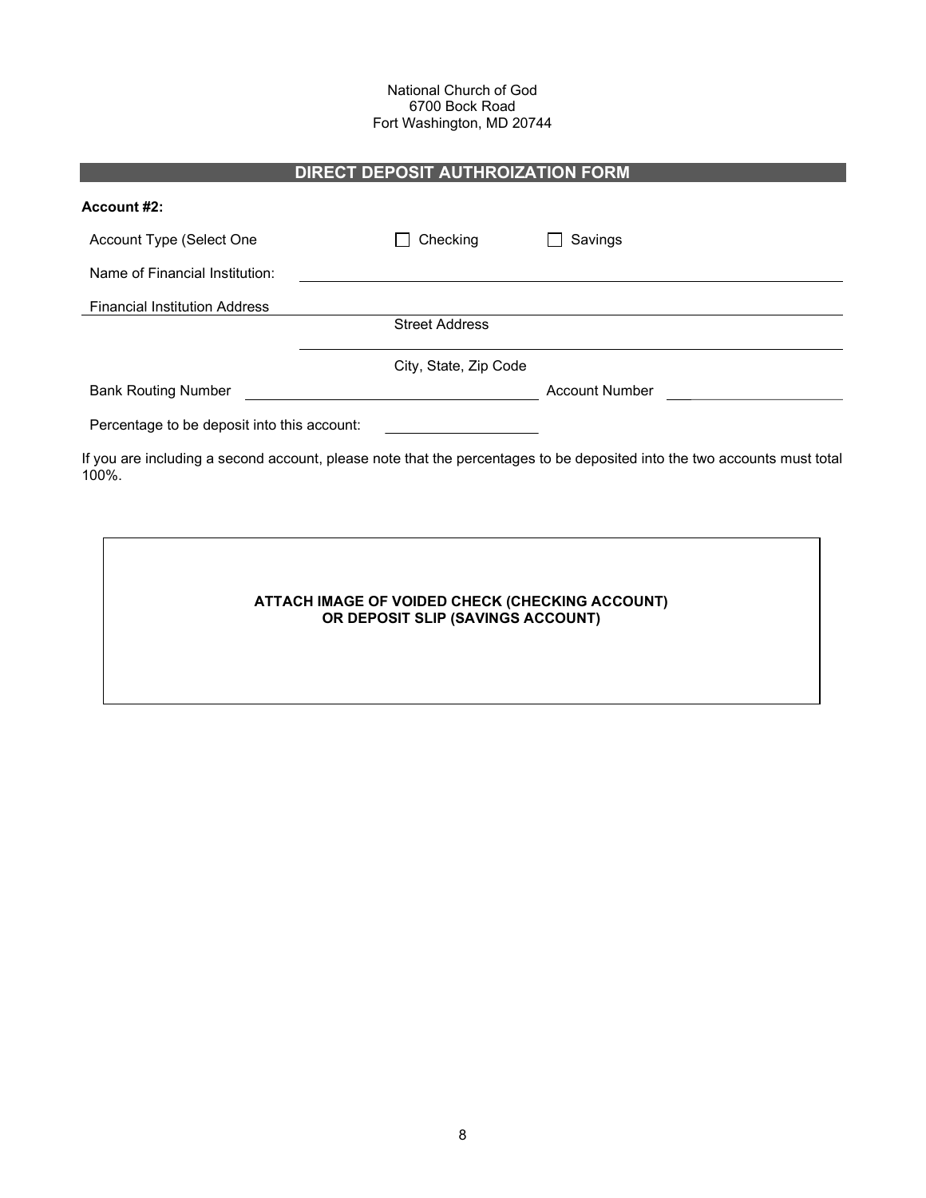National Church of God
6700 Bock Road
Fort Washington, MD 20744

## DIRECT DEPOSIT AUTHROIZATION FORM

**Account #2:**

Account Type (Select One ☐ Checking ☐ Savings

Name of Financial Institution: \_\_\_\_\_\_\_\_\_\_\_\_\_\_\_\_\_\_\_\_\_\_\_\_\_\_\_\_\_\_\_\_\_\_\_\_\_\_\_\_

Financial Institution Address \_\_\_\_\_\_\_\_\_\_\_\_\_\_\_\_\_\_\_\_\_\_\_\_\_\_\_\_\_\_\_\_\_\_\_\_\_\_\_\_
Street Address

\_\_\_\_\_\_\_\_\_\_\_\_\_\_\_\_\_\_\_\_\_\_\_\_\_\_\_\_\_\_\_\_\_\_\_\_\_\_\_\_
City, State, Zip Code

Bank Routing Number \_\_\_\_\_\_\_\_\_\_\_\_\_\_\_\_\_\_\_\_\_\_\_\_ Account Number \_\_\_\_\_\_\_\_\_\_\_\_\_\_\_\_\_\_\_\_

Percentage to be deposit into this account: \_\_\_\_\_\_\_\_\_\_\_\_\_\_\_\_

If you are including a second account, please note that the percentages to be deposited into the two accounts must total 100%.

**ATTACH IMAGE OF VOIDED CHECK (CHECKING ACCOUNT)**
**OR DEPOSIT SLIP (SAVINGS ACCOUNT)**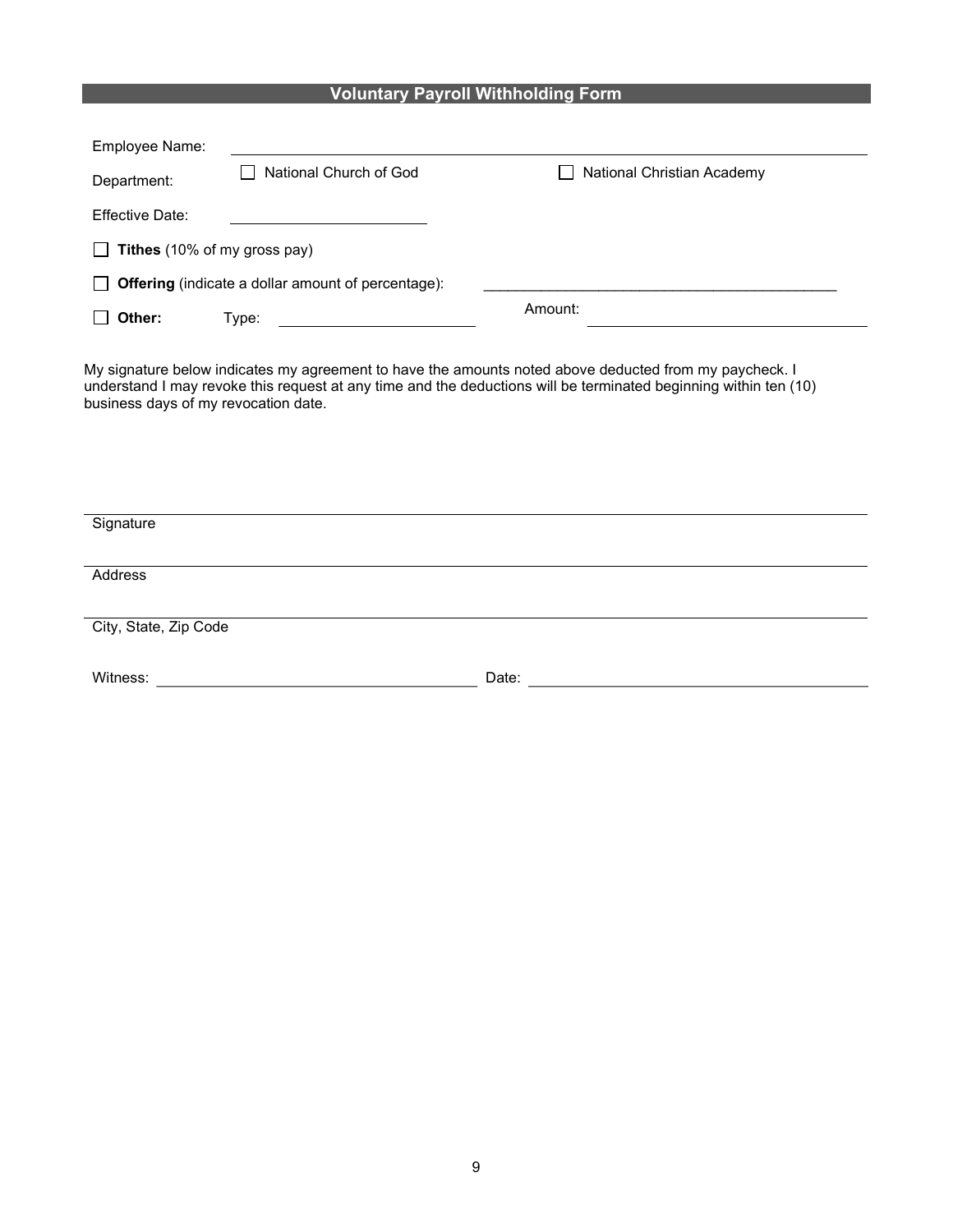## Voluntary Payroll Withholding Form

Employee Name: ______________________________________________

Department: ☐ National Church of God ☐ National Christian Academy

Effective Date: ____________________

☐ **Tithes** (10% of my gross pay)

☐ **Offering** (indicate a dollar amount of percentage): ________________________________________

☐ **Other:** Type: ____________________ Amount: ______________________________

My signature below indicates my agreement to have the amounts noted above deducted from my paycheck. I understand I may revoke this request at any time and the deductions will be terminated beginning within ten (10) business days of my revocation date.

______________________________________________
Signature

______________________________________________
Address

______________________________________________
City, State, Zip Code

Witness: ______________________________ Date: ______________________________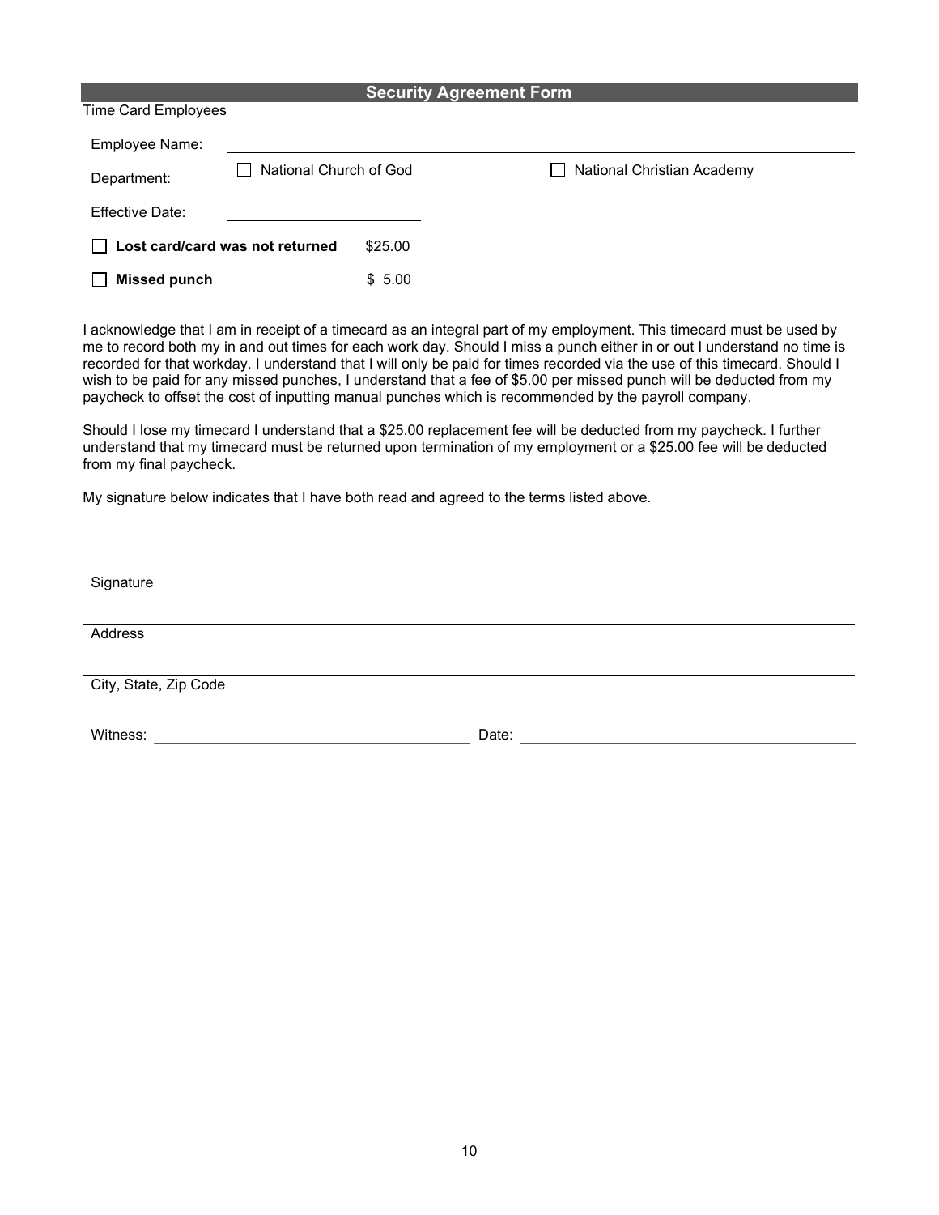## Security Agreement Form

Time Card Employees

Employee Name: ______________________________

Department: ☐ National Church of God ☐ National Christian Academy

Effective Date: ____________________

☐ **Lost card/card was not returned** $25.00

☐ **Missed punch** $ 5.00

I acknowledge that I am in receipt of a timecard as an integral part of my employment. This timecard must be used by me to record both my in and out times for each work day. Should I miss a punch either in or out I understand no time is recorded for that workday. I understand that I will only be paid for times recorded via the use of this timecard. Should I wish to be paid for any missed punches, I understand that a fee of $5.00 per missed punch will be deducted from my paycheck to offset the cost of inputting manual punches which is recommended by the payroll company.

Should I lose my timecard I understand that a $25.00 replacement fee will be deducted from my paycheck. I further understand that my timecard must be returned upon termination of my employment or a $25.00 fee will be deducted from my final paycheck.

My signature below indicates that I have both read and agreed to the terms listed above.

______________________________
Signature

______________________________
Address

______________________________
City, State, Zip Code

Witness: ______________________________ Date: ______________________________